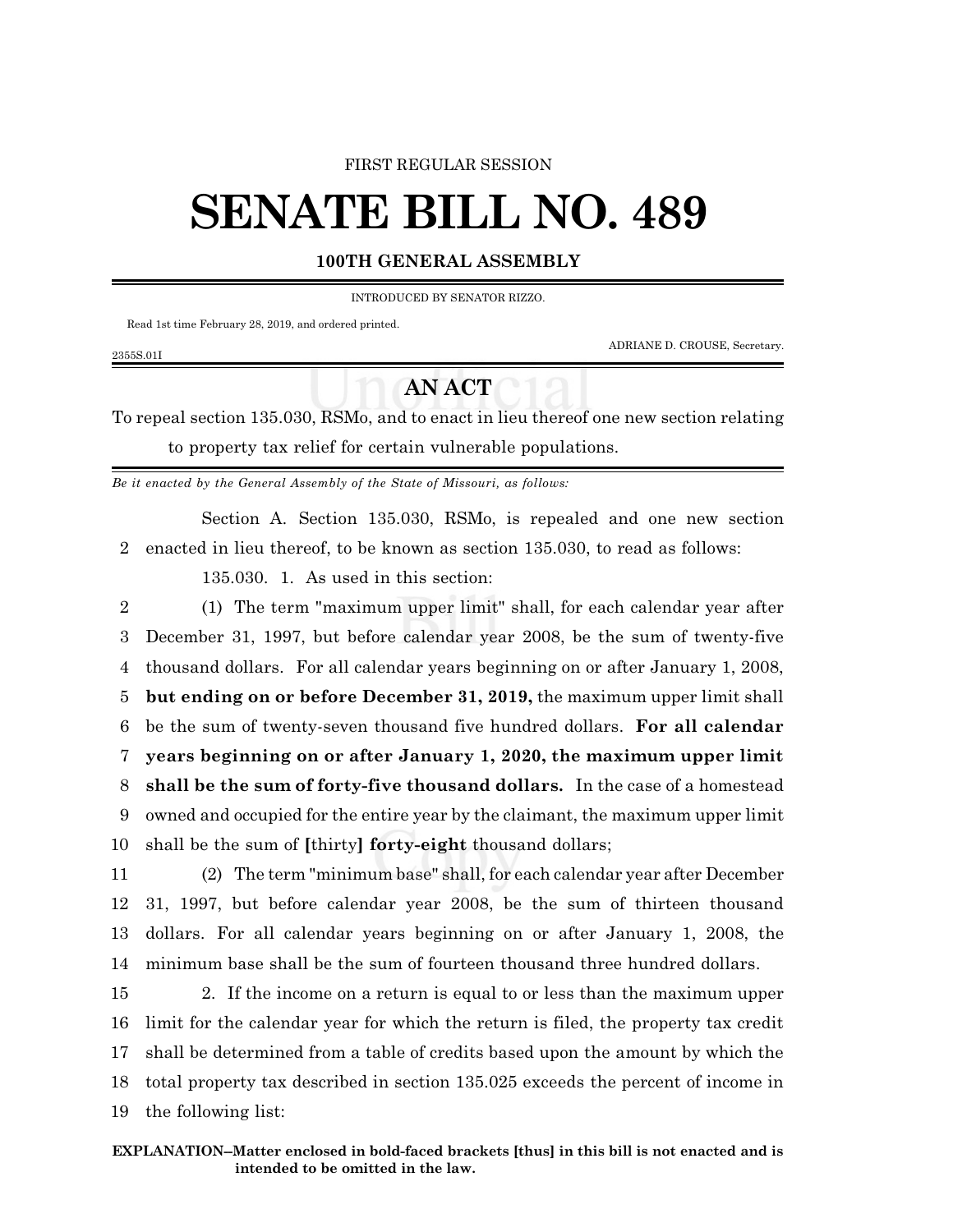FIRST REGULAR SESSION

# SENATE BILL NO. 489

**100TH GENERAL ASSEMBLY**

INTRODUCED BY SENATOR RIZZO.

Read 1st time February 28, 2019, and ordered printed.

ADRIANE D. CROUSE, Secretary.

2355S.01I

## AN ACT

To repeal section 135.030, RSMo, and to enact in lieu thereof one new section relating to property tax relief for certain vulnerable populations.

*Be it enacted by the General Assembly of the State of Missouri, as follows:*

Section A. Section 135.030, RSMo, is repealed and one new section enacted in lieu thereof, to be known as section 135.030, to read as follows:

135.030. 1. As used in this section:

(1) The term "maximum upper limit" shall, for each calendar year after December 31, 1997, but before calendar year 2008, be the sum of twenty-five thousand dollars. For all calendar years beginning on or after January 1, 2008, **but ending on or before December 31, 2019,** the maximum upper limit shall be the sum of twenty-seven thousand five hundred dollars. **For all calendar years beginning on or after January 1, 2020, the maximum upper limit shall be the sum of forty-five thousand dollars.** In the case of a homestead owned and occupied for the entire year by the claimant, the maximum upper limit shall be the sum of **[**thirty**] forty-eight** thousand dollars;

(2) The term "minimum base" shall, for each calendar year after December 31, 1997, but before calendar year 2008, be the sum of thirteen thousand dollars. For all calendar years beginning on or after January 1, 2008, the minimum base shall be the sum of fourteen thousand three hundred dollars.

2. If the income on a return is equal to or less than the maximum upper limit for the calendar year for which the return is filed, the property tax credit shall be determined from a table of credits based upon the amount by which the total property tax described in section 135.025 exceeds the percent of income in the following list:

**EXPLANATION–Matter enclosed in bold-faced brackets [thus] in this bill is not enacted and is intended to be omitted in the law.**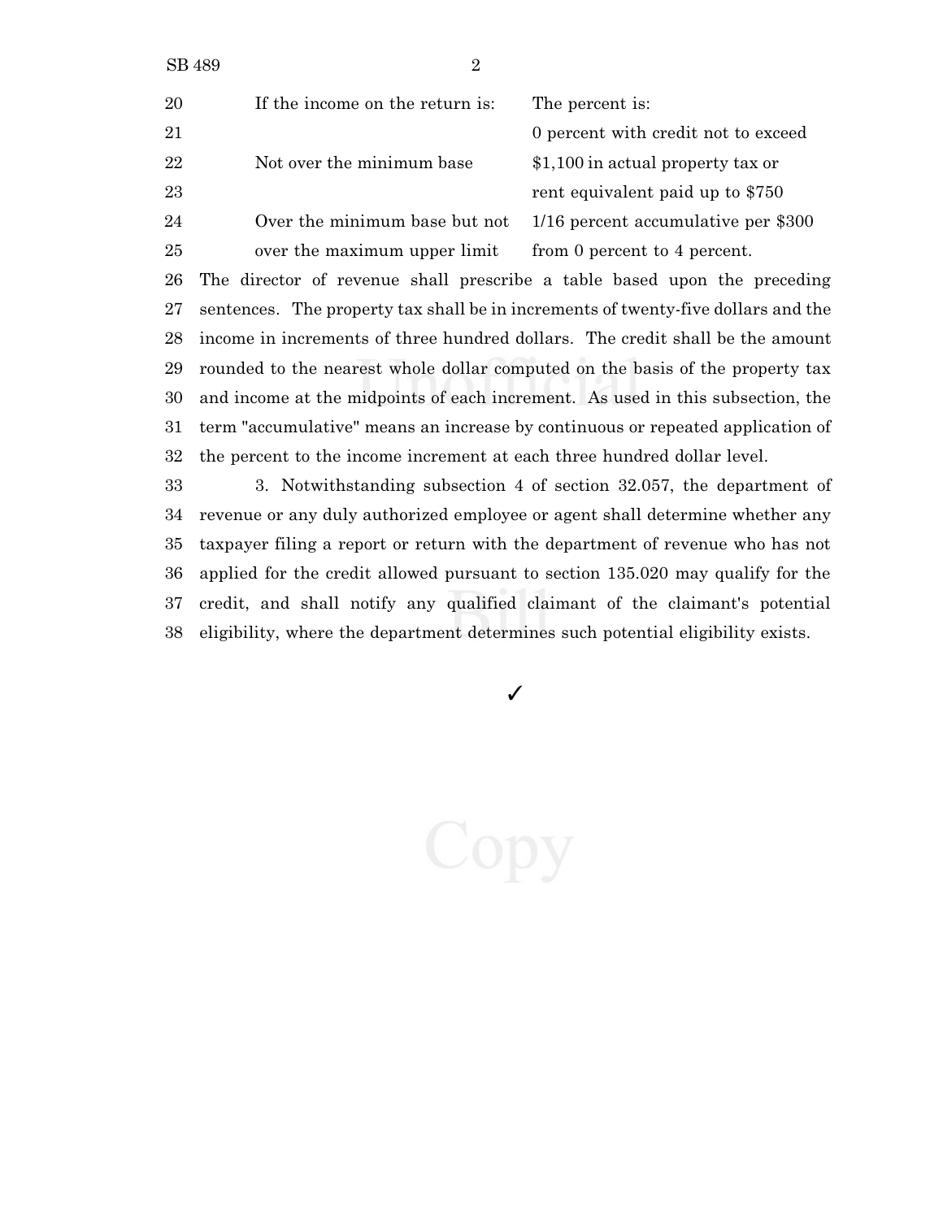| If the income on the return is: | The percent is: |
|---|---|
| Not over the minimum base | 0 percent with credit not to exceed $1,100 in actual property tax or rent equivalent paid up to $750 |
| Over the minimum base but not over the maximum upper limit | 1/16 percent accumulative per $300 from 0 percent to 4 percent. |

The director of revenue shall prescribe a table based upon the preceding sentences. The property tax shall be in increments of twenty-five dollars and the income in increments of three hundred dollars. The credit shall be the amount rounded to the nearest whole dollar computed on the basis of the property tax and income at the midpoints of each increment. As used in this subsection, the term "accumulative" means an increase by continuous or repeated application of the percent to the income increment at each three hundred dollar level.

3. Notwithstanding subsection 4 of section 32.057, the department of revenue or any duly authorized employee or agent shall determine whether any taxpayer filing a report or return with the department of revenue who has not applied for the credit allowed pursuant to section 135.020 may qualify for the credit, and shall notify any qualified claimant of the claimant's potential eligibility, where the department determines such potential eligibility exists.

✓